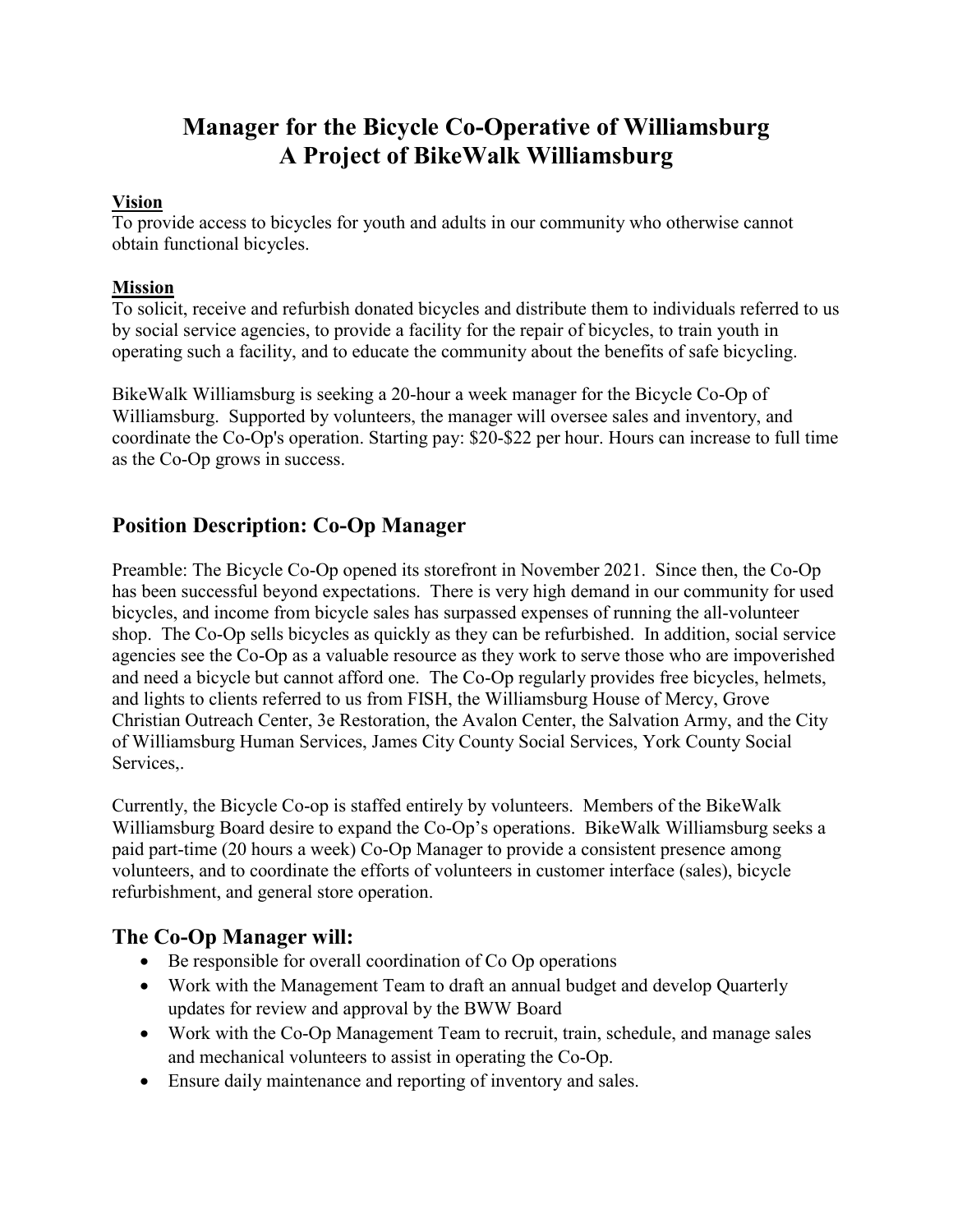# Manager for the Bicycle Co-Operative of Williamsburg
# A Project of BikeWalk Williamsburg

**Vision**

To provide access to bicycles for youth and adults in our community who otherwise cannot obtain functional bicycles.

**Mission**

To solicit, receive and refurbish donated bicycles and distribute them to individuals referred to us by social service agencies, to provide a facility for the repair of bicycles, to train youth in operating such a facility, and to educate the community about the benefits of safe bicycling.

BikeWalk Williamsburg is seeking a 20-hour a week manager for the Bicycle Co-Op of Williamsburg. Supported by volunteers, the manager will oversee sales and inventory, and coordinate the Co-Op's operation. Starting pay: $20-$22 per hour. Hours can increase to full time as the Co-Op grows in success.

## Position Description: Co-Op Manager

Preamble: The Bicycle Co-Op opened its storefront in November 2021. Since then, the Co-Op has been successful beyond expectations. There is very high demand in our community for used bicycles, and income from bicycle sales has surpassed expenses of running the all-volunteer shop. The Co-Op sells bicycles as quickly as they can be refurbished. In addition, social service agencies see the Co-Op as a valuable resource as they work to serve those who are impoverished and need a bicycle but cannot afford one. The Co-Op regularly provides free bicycles, helmets, and lights to clients referred to us from FISH, the Williamsburg House of Mercy, Grove Christian Outreach Center, 3e Restoration, the Avalon Center, the Salvation Army, and the City of Williamsburg Human Services, James City County Social Services, York County Social Services,.

Currently, the Bicycle Co-op is staffed entirely by volunteers. Members of the BikeWalk Williamsburg Board desire to expand the Co-Op's operations. BikeWalk Williamsburg seeks a paid part-time (20 hours a week) Co-Op Manager to provide a consistent presence among volunteers, and to coordinate the efforts of volunteers in customer interface (sales), bicycle refurbishment, and general store operation.

## The Co-Op Manager will:

- Be responsible for overall coordination of Co Op operations
- Work with the Management Team to draft an annual budget and develop Quarterly updates for review and approval by the BWW Board
- Work with the Co-Op Management Team to recruit, train, schedule, and manage sales and mechanical volunteers to assist in operating the Co-Op.
- Ensure daily maintenance and reporting of inventory and sales.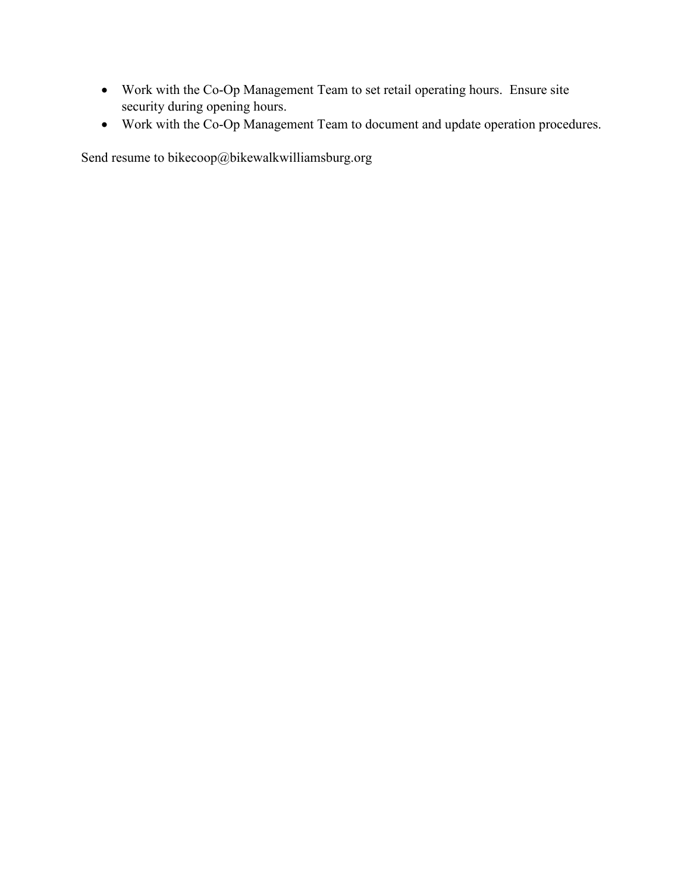- Work with the Co-Op Management Team to set retail operating hours. Ensure site security during opening hours.
- Work with the Co-Op Management Team to document and update operation procedures.

Send resume to bikecoop@bikewalkwilliamsburg.org